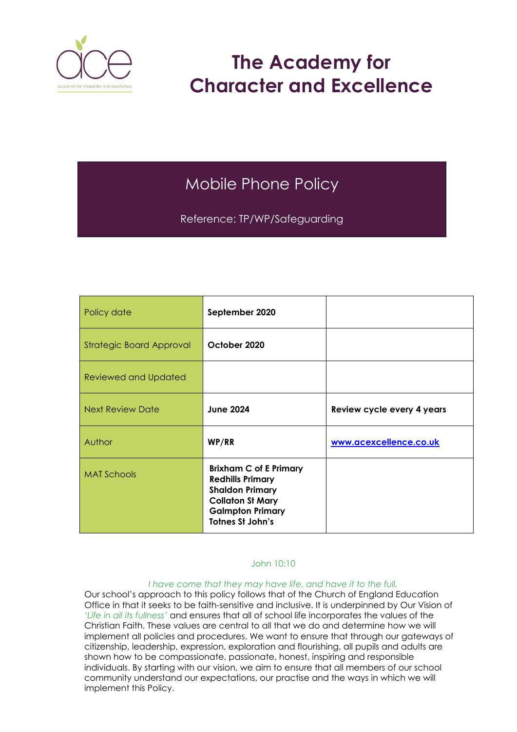# The Academy for Character and Excellence

## Mobile Phone Policy

Reference: TP/WP/Safeguarding

| Policy date | **September 2020** | |
|---|---|---|
| Strategic Board Approval | **October 2020** | |
| Reviewed and Updated | | |
| Next Review Date | **June 2024** | **Review cycle every 4 years** |
| Author | **WP/RR** | **www.acexcellence.co.uk** |
| MAT Schools | **Brixham C of E Primary**<br>**Redhills Primary**<br>**Shaldon Primary**<br>**Collaton St Mary**<br>**Galmpton Primary**<br>**Totnes St John's** | |

John 10:10

*I have come that they may have life, and have it to the full.*

Our school's approach to this policy follows that of the Church of England Education Office in that it seeks to be faith-sensitive and inclusive. It is underpinned by Our Vision of *'Life in all its fullness'* and ensures that all of school life incorporates the values of the Christian Faith. These values are central to all that we do and determine how we will implement all policies and procedures. We want to ensure that through our gateways of citizenship, leadership, expression, exploration and flourishing, all pupils and adults are shown how to be compassionate, passionate, honest, inspiring and responsible individuals. By starting with our vision, we aim to ensure that all members of our school community understand our expectations, our practise and the ways in which we will implement this Policy.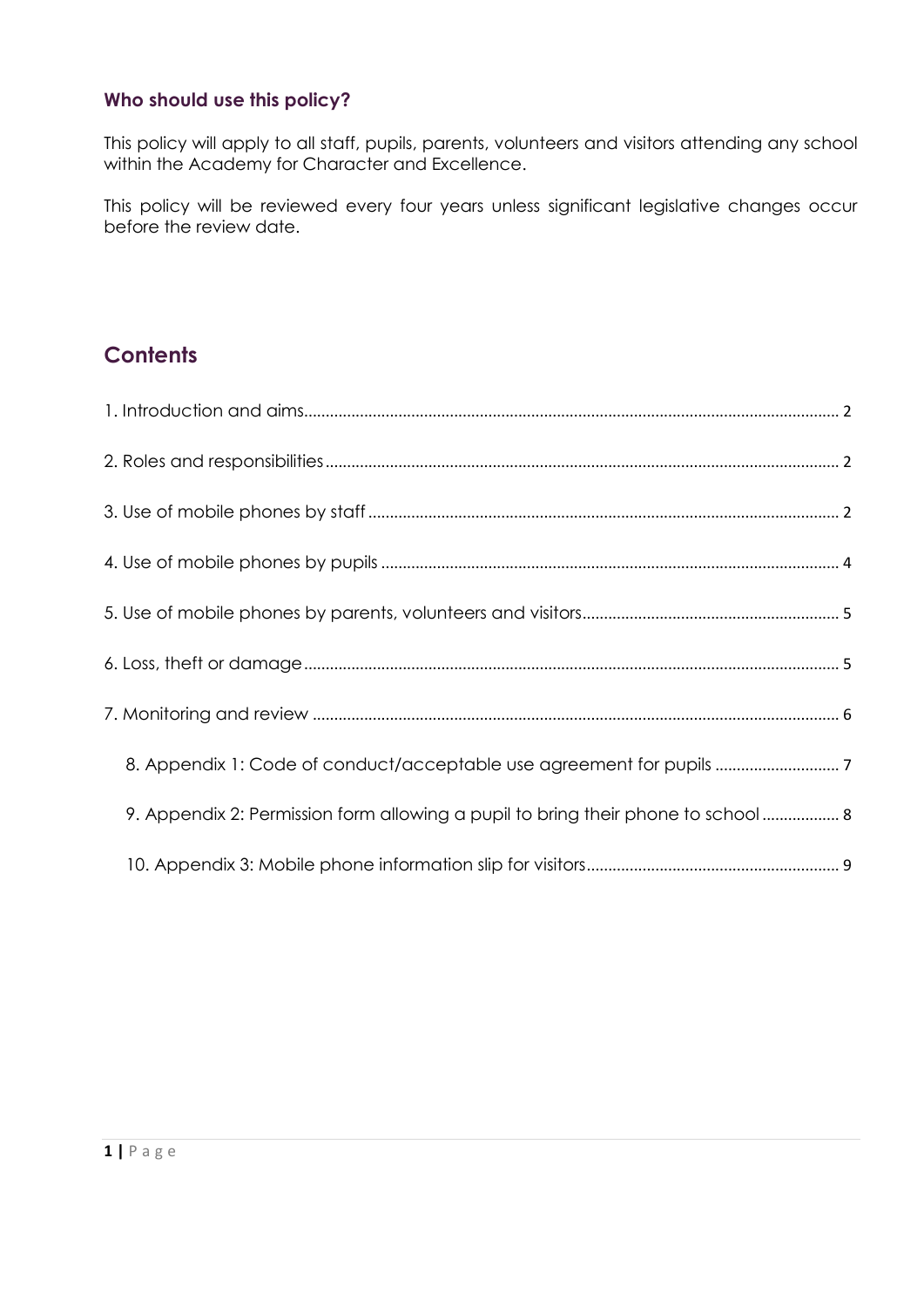### Who should use this policy?

This policy will apply to all staff, pupils, parents, volunteers and visitors attending any school within the Academy for Character and Excellence.

This policy will be reviewed every four years unless significant legislative changes occur before the review date.

## Contents

1. Introduction and aims ........ 2
2. Roles and responsibilities ........ 2
3. Use of mobile phones by staff ........ 2
4. Use of mobile phones by pupils ........ 4
5. Use of mobile phones by parents, volunteers and visitors ........ 5
6. Loss, theft or damage ........ 5
7. Monitoring and review ........ 6
   8. Appendix 1: Code of conduct/acceptable use agreement for pupils ........ 7
   9. Appendix 2: Permission form allowing a pupil to bring their phone to school ........ 8
   10. Appendix 3: Mobile phone information slip for visitors ........ 9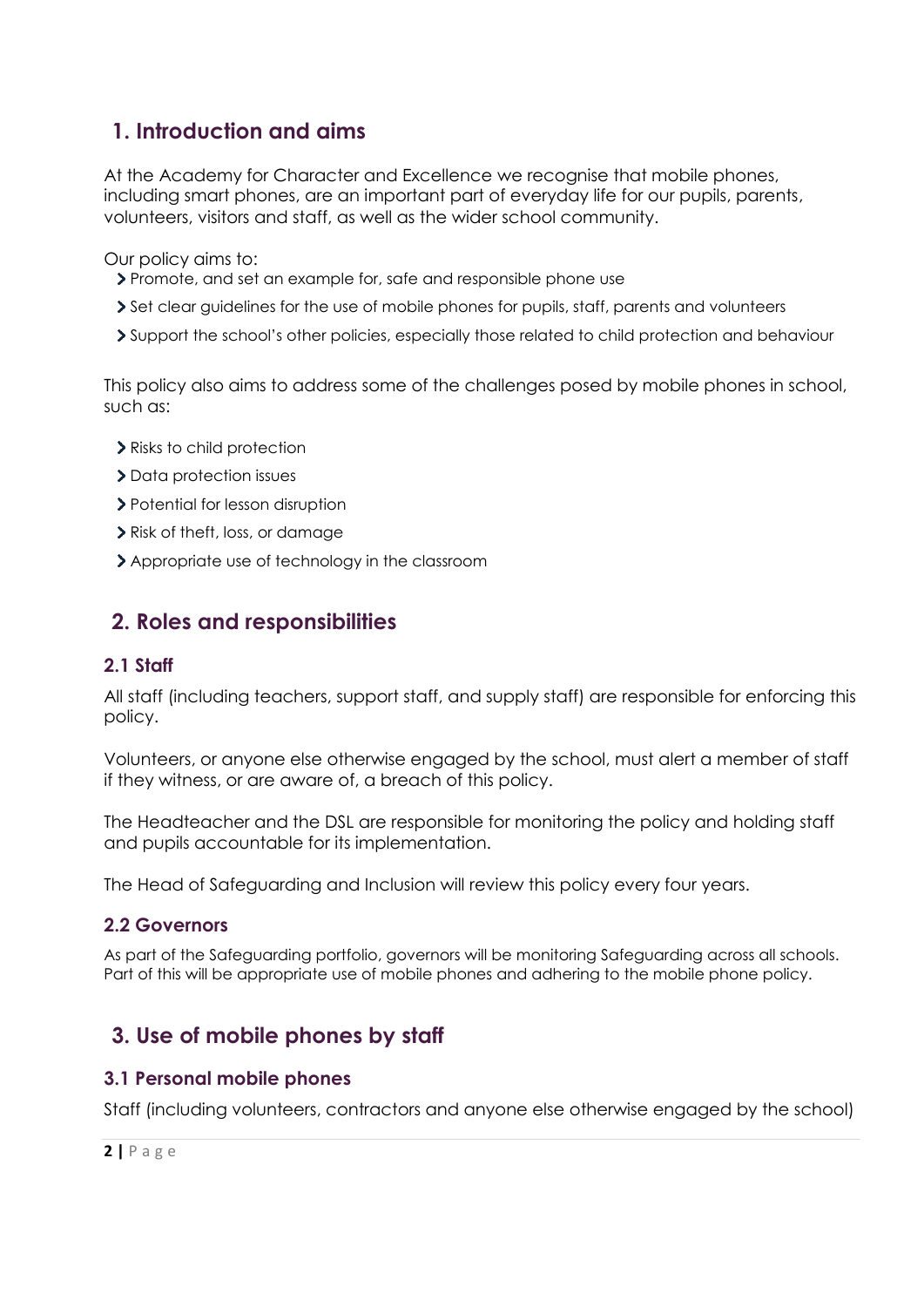## 1. Introduction and aims

At the Academy for Character and Excellence we recognise that mobile phones, including smart phones, are an important part of everyday life for our pupils, parents, volunteers, visitors and staff, as well as the wider school community.

Our policy aims to:

- Promote, and set an example for, safe and responsible phone use
- Set clear guidelines for the use of mobile phones for pupils, staff, parents and volunteers
- Support the school's other policies, especially those related to child protection and behaviour

This policy also aims to address some of the challenges posed by mobile phones in school, such as:

- Risks to child protection
- Data protection issues
- Potential for lesson disruption
- Risk of theft, loss, or damage
- Appropriate use of technology in the classroom

## 2. Roles and responsibilities

### 2.1 Staff

All staff (including teachers, support staff, and supply staff) are responsible for enforcing this policy.

Volunteers, or anyone else otherwise engaged by the school, must alert a member of staff if they witness, or are aware of, a breach of this policy.

The Headteacher and the DSL are responsible for monitoring the policy and holding staff and pupils accountable for its implementation.

The Head of Safeguarding and Inclusion will review this policy every four years.

### 2.2 Governors

As part of the Safeguarding portfolio, governors will be monitoring Safeguarding across all schools. Part of this will be appropriate use of mobile phones and adhering to the mobile phone policy.

## 3. Use of mobile phones by staff

### 3.1 Personal mobile phones

Staff (including volunteers, contractors and anyone else otherwise engaged by the school)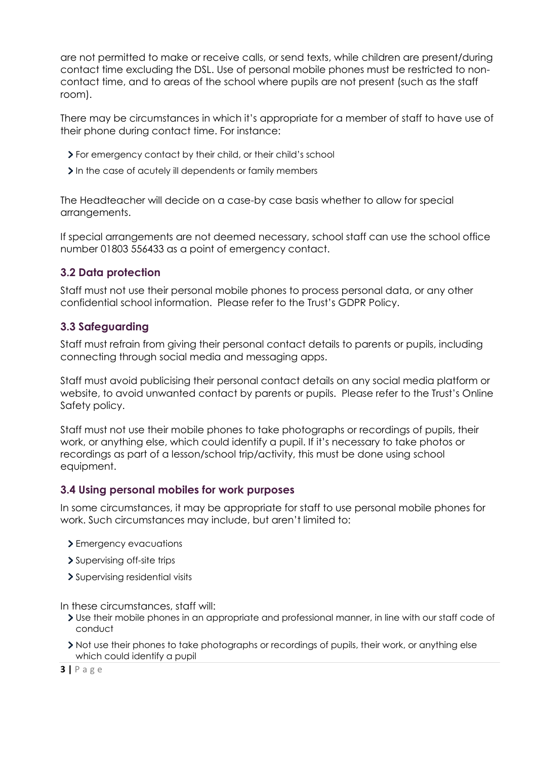are not permitted to make or receive calls, or send texts, while children are present/during contact time excluding the DSL. Use of personal mobile phones must be restricted to non-contact time, and to areas of the school where pupils are not present (such as the staff room).

There may be circumstances in which it's appropriate for a member of staff to have use of their phone during contact time. For instance:

- For emergency contact by their child, or their child's school
- In the case of acutely ill dependents or family members

The Headteacher will decide on a case-by case basis whether to allow for special arrangements.

If special arrangements are not deemed necessary, school staff can use the school office number 01803 556433 as a point of emergency contact.

### 3.2 Data protection

Staff must not use their personal mobile phones to process personal data, or any other confidential school information. Please refer to the Trust's GDPR Policy.

### 3.3 Safeguarding

Staff must refrain from giving their personal contact details to parents or pupils, including connecting through social media and messaging apps.

Staff must avoid publicising their personal contact details on any social media platform or website, to avoid unwanted contact by parents or pupils. Please refer to the Trust's Online Safety policy.

Staff must not use their mobile phones to take photographs or recordings of pupils, their work, or anything else, which could identify a pupil. If it's necessary to take photos or recordings as part of a lesson/school trip/activity, this must be done using school equipment.

### 3.4 Using personal mobiles for work purposes

In some circumstances, it may be appropriate for staff to use personal mobile phones for work. Such circumstances may include, but aren't limited to:

- Emergency evacuations
- Supervising off-site trips
- Supervising residential visits

In these circumstances, staff will:

- Use their mobile phones in an appropriate and professional manner, in line with our staff code of conduct
- Not use their phones to take photographs or recordings of pupils, their work, or anything else which could identify a pupil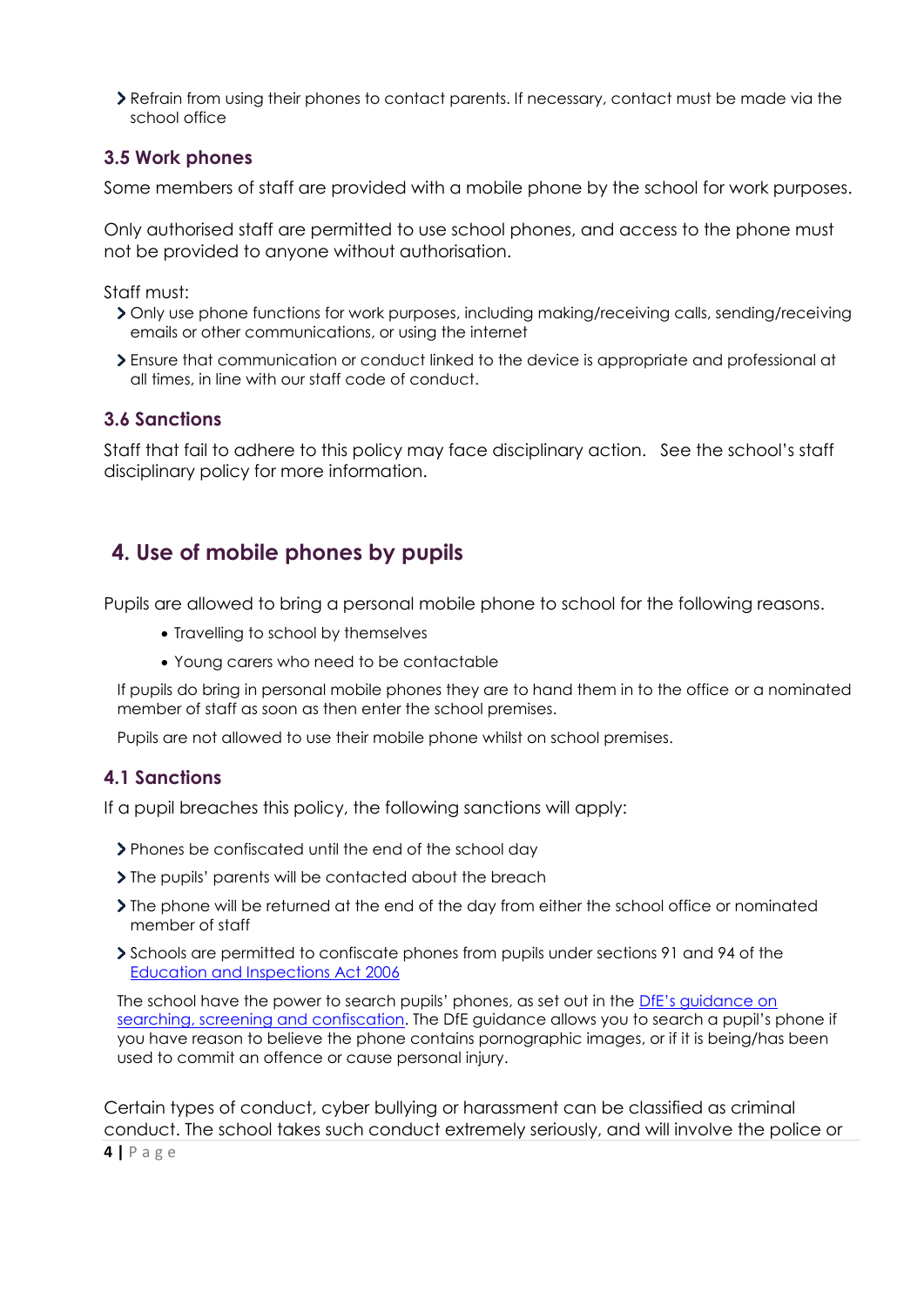- Refrain from using their phones to contact parents. If necessary, contact must be made via the school office

### 3.5 Work phones

Some members of staff are provided with a mobile phone by the school for work purposes.

Only authorised staff are permitted to use school phones, and access to the phone must not be provided to anyone without authorisation.

Staff must:

- Only use phone functions for work purposes, including making/receiving calls, sending/receiving emails or other communications, or using the internet
- Ensure that communication or conduct linked to the device is appropriate and professional at all times, in line with our staff code of conduct.

### 3.6 Sanctions

Staff that fail to adhere to this policy may face disciplinary action. See the school's staff disciplinary policy for more information.

## 4. Use of mobile phones by pupils

Pupils are allowed to bring a personal mobile phone to school for the following reasons.

- Travelling to school by themselves
- Young carers who need to be contactable

If pupils do bring in personal mobile phones they are to hand them in to the office or a nominated member of staff as soon as then enter the school premises.

Pupils are not allowed to use their mobile phone whilst on school premises.

### 4.1 Sanctions

If a pupil breaches this policy, the following sanctions will apply:

- Phones be confiscated until the end of the school day
- The pupils' parents will be contacted about the breach
- The phone will be returned at the end of the day from either the school office or nominated member of staff
- Schools are permitted to confiscate phones from pupils under sections 91 and 94 of the Education and Inspections Act 2006

The school have the power to search pupils' phones, as set out in the DfE's guidance on searching, screening and confiscation. The DfE guidance allows you to search a pupil's phone if you have reason to believe the phone contains pornographic images, or if it is being/has been used to commit an offence or cause personal injury.

Certain types of conduct, cyber bullying or harassment can be classified as criminal conduct. The school takes such conduct extremely seriously, and will involve the police or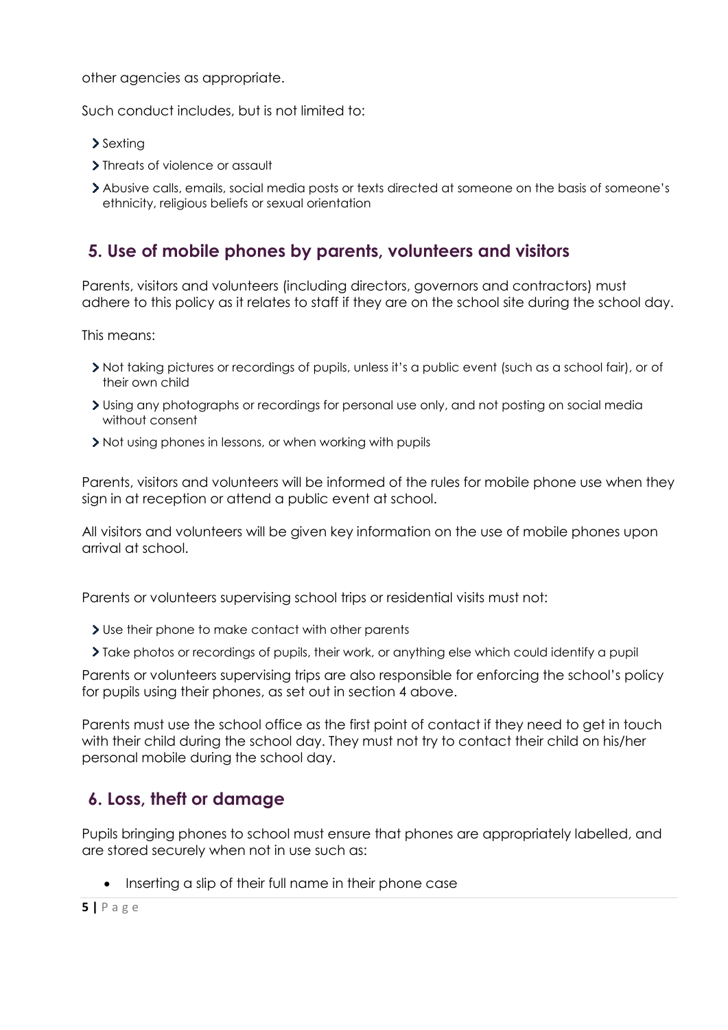other agencies as appropriate.

Such conduct includes, but is not limited to:

- Sexting
- Threats of violence or assault
- Abusive calls, emails, social media posts or texts directed at someone on the basis of someone's ethnicity, religious beliefs or sexual orientation

## 5. Use of mobile phones by parents, volunteers and visitors

Parents, visitors and volunteers (including directors, governors and contractors) must adhere to this policy as it relates to staff if they are on the school site during the school day.

This means:

- Not taking pictures or recordings of pupils, unless it's a public event (such as a school fair), or of their own child
- Using any photographs or recordings for personal use only, and not posting on social media without consent
- Not using phones in lessons, or when working with pupils

Parents, visitors and volunteers will be informed of the rules for mobile phone use when they sign in at reception or attend a public event at school.

All visitors and volunteers will be given key information on the use of mobile phones upon arrival at school.

Parents or volunteers supervising school trips or residential visits must not:

- Use their phone to make contact with other parents
- Take photos or recordings of pupils, their work, or anything else which could identify a pupil

Parents or volunteers supervising trips are also responsible for enforcing the school's policy for pupils using their phones, as set out in section 4 above.

Parents must use the school office as the first point of contact if they need to get in touch with their child during the school day. They must not try to contact their child on his/her personal mobile during the school day.

## 6. Loss, theft or damage

Pupils bringing phones to school must ensure that phones are appropriately labelled, and are stored securely when not in use such as:

- Inserting a slip of their full name in their phone case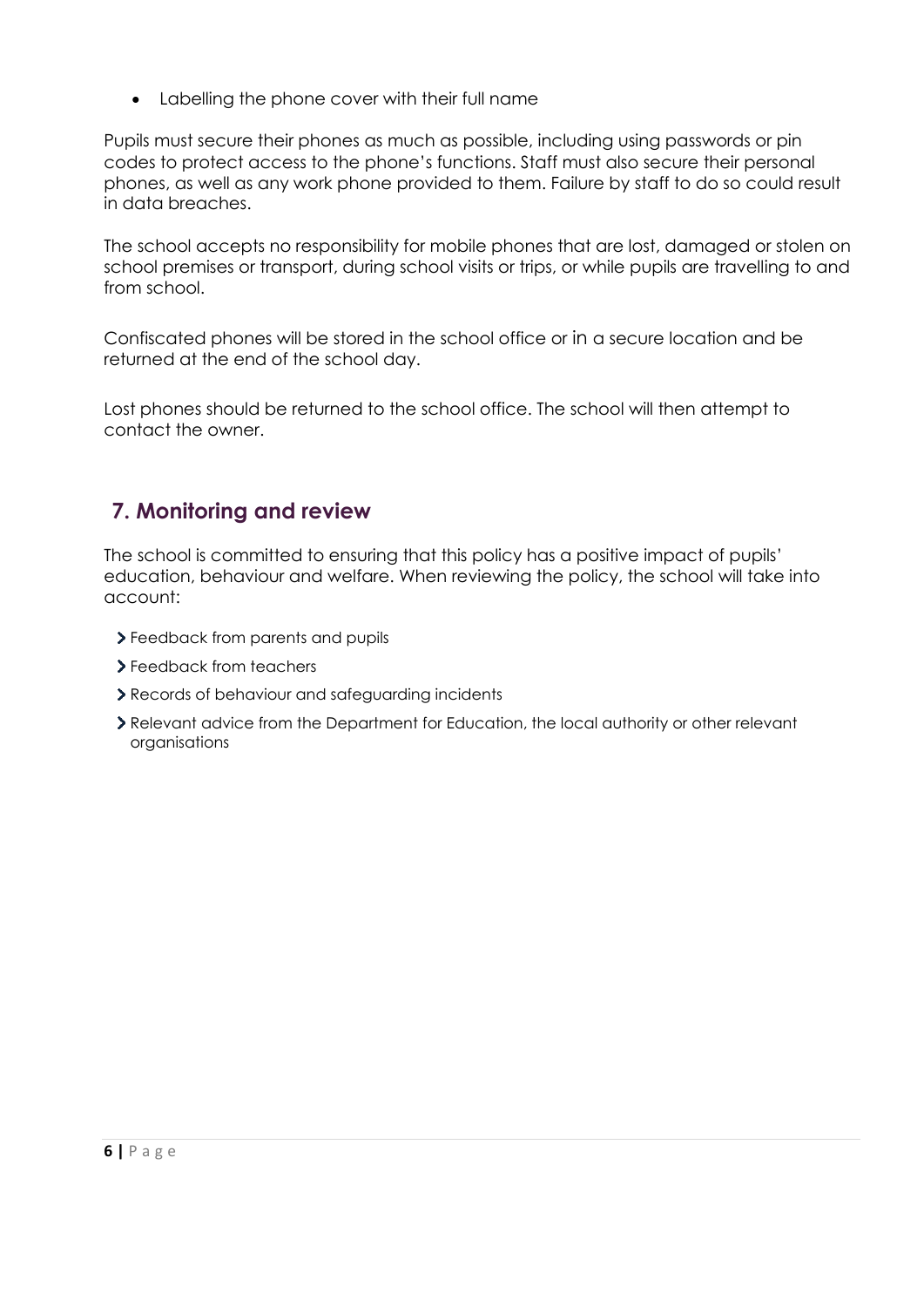- Labelling the phone cover with their full name

Pupils must secure their phones as much as possible, including using passwords or pin codes to protect access to the phone's functions. Staff must also secure their personal phones, as well as any work phone provided to them. Failure by staff to do so could result in data breaches.

The school accepts no responsibility for mobile phones that are lost, damaged or stolen on school premises or transport, during school visits or trips, or while pupils are travelling to and from school.

Confiscated phones will be stored in the school office or in a secure location and be returned at the end of the school day.

Lost phones should be returned to the school office. The school will then attempt to contact the owner.

## 7. Monitoring and review

The school is committed to ensuring that this policy has a positive impact of pupils' education, behaviour and welfare. When reviewing the policy, the school will take into account:

- Feedback from parents and pupils
- Feedback from teachers
- Records of behaviour and safeguarding incidents
- Relevant advice from the Department for Education, the local authority or other relevant organisations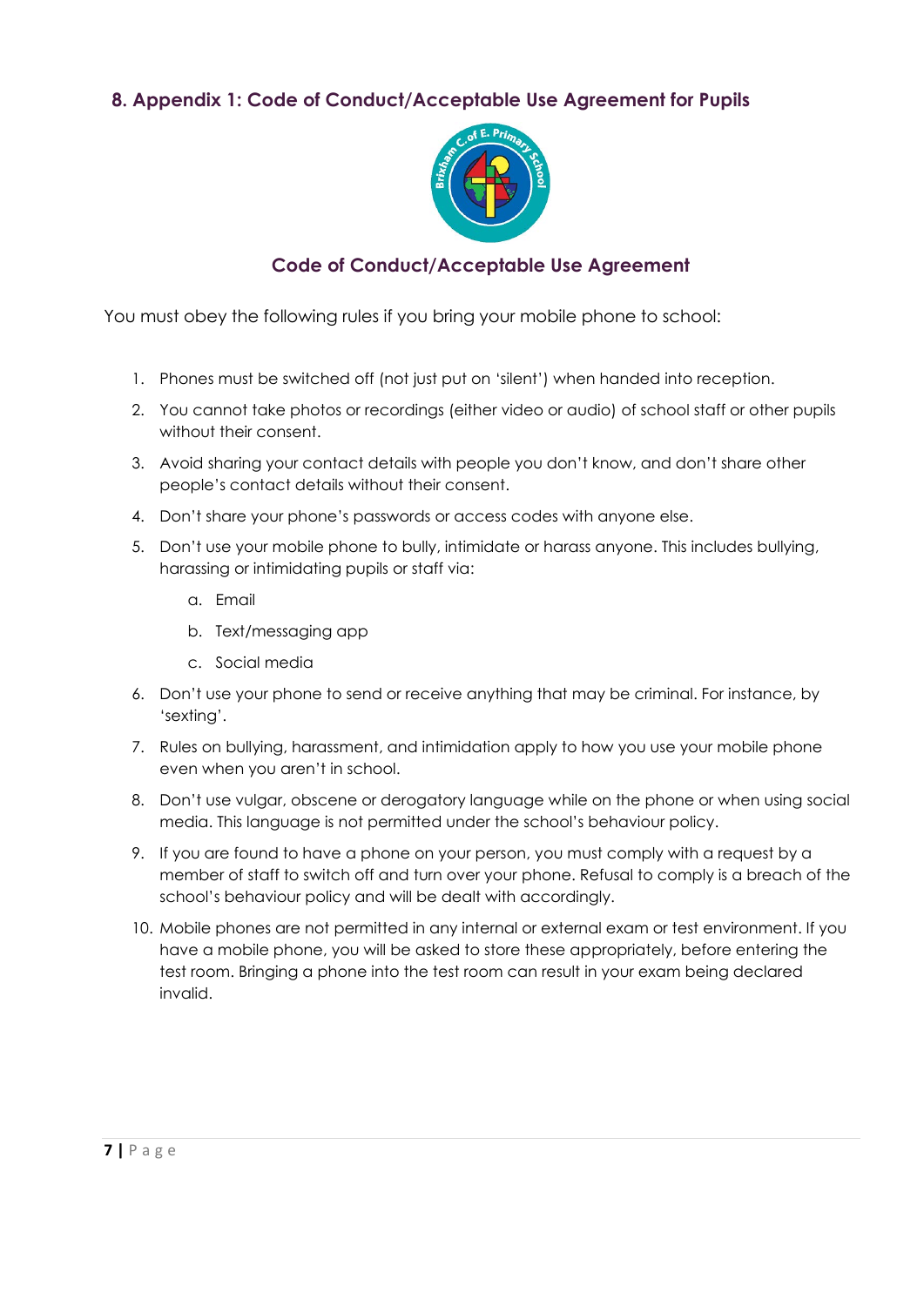## 8. Appendix 1: Code of Conduct/Acceptable Use Agreement for Pupils

### Code of Conduct/Acceptable Use Agreement

You must obey the following rules if you bring your mobile phone to school:

1. Phones must be switched off (not just put on 'silent') when handed into reception.
2. You cannot take photos or recordings (either video or audio) of school staff or other pupils without their consent.
3. Avoid sharing your contact details with people you don't know, and don't share other people's contact details without their consent.
4. Don't share your phone's passwords or access codes with anyone else.
5. Don't use your mobile phone to bully, intimidate or harass anyone. This includes bullying, harassing or intimidating pupils or staff via:
    a. Email
    b. Text/messaging app
    c. Social media
6. Don't use your phone to send or receive anything that may be criminal. For instance, by 'sexting'.
7. Rules on bullying, harassment, and intimidation apply to how you use your mobile phone even when you aren't in school.
8. Don't use vulgar, obscene or derogatory language while on the phone or when using social media. This language is not permitted under the school's behaviour policy.
9. If you are found to have a phone on your person, you must comply with a request by a member of staff to switch off and turn over your phone. Refusal to comply is a breach of the school's behaviour policy and will be dealt with accordingly.
10. Mobile phones are not permitted in any internal or external exam or test environment. If you have a mobile phone, you will be asked to store these appropriately, before entering the test room. Bringing a phone into the test room can result in your exam being declared invalid.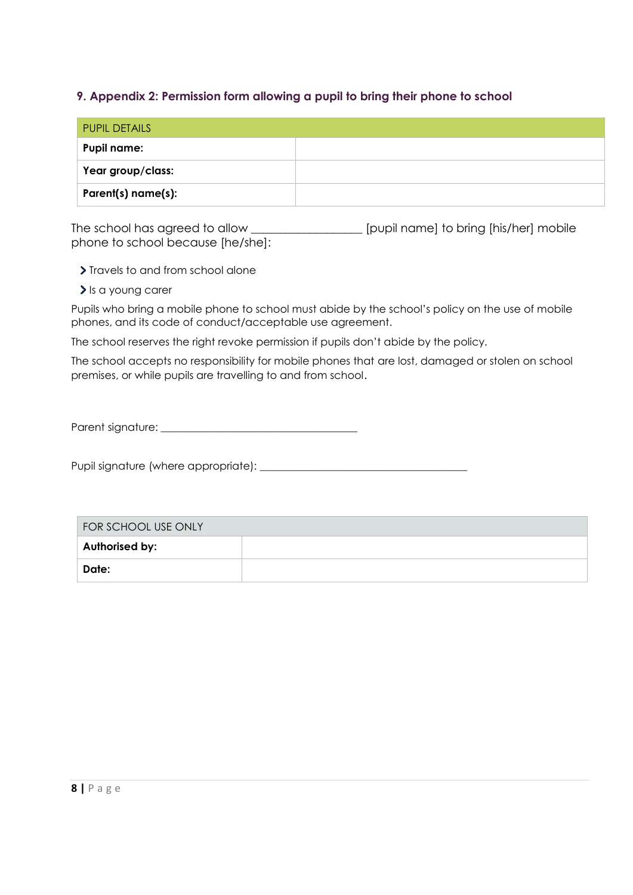## 9. Appendix 2: Permission form allowing a pupil to bring their phone to school

| PUPIL DETAILS | |
|---|---|
| **Pupil name:** | |
| **Year group/class:** | |
| **Parent(s) name(s):** | |

The school has agreed to allow ___________________ [pupil name] to bring [his/her] mobile phone to school because [he/she]:

- Travels to and from school alone
- Is a young carer

Pupils who bring a mobile phone to school must abide by the school's policy on the use of mobile phones, and its code of conduct/acceptable use agreement.

The school reserves the right revoke permission if pupils don't abide by the policy.

The school accepts no responsibility for mobile phones that are lost, damaged or stolen on school premises, or while pupils are travelling to and from school.

Parent signature: ___________________________________

Pupil signature (where appropriate): ____________________________________

| FOR SCHOOL USE ONLY | |
|---|---|
| **Authorised by:** | |
| **Date:** | |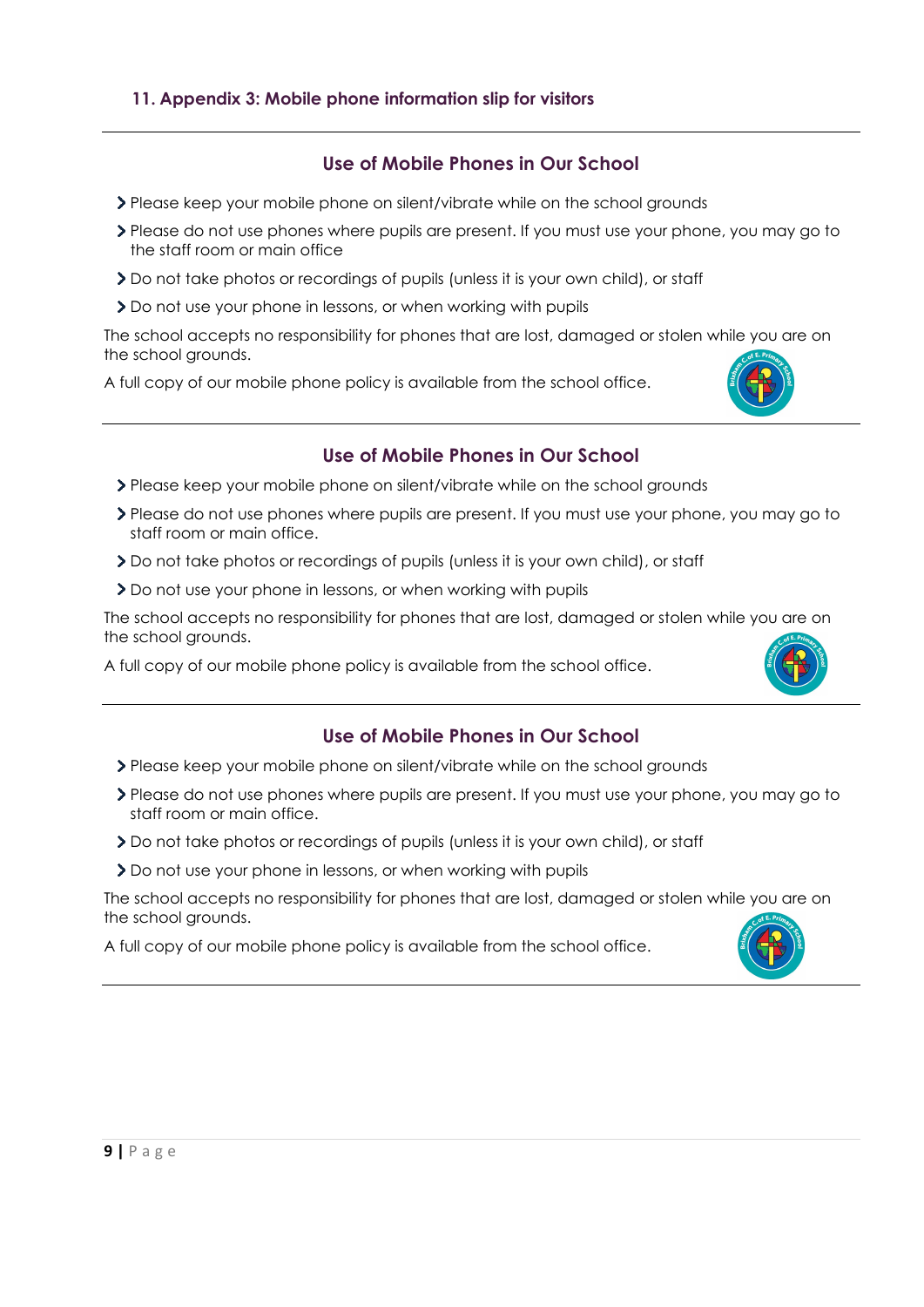## 11. Appendix 3: Mobile phone information slip for visitors

---

### Use of Mobile Phones in Our School

- Please keep your mobile phone on silent/vibrate while on the school grounds
- Please do not use phones where pupils are present. If you must use your phone, you may go to the staff room or main office
- Do not take photos or recordings of pupils (unless it is your own child), or staff
- Do not use your phone in lessons, or when working with pupils

The school accepts no responsibility for phones that are lost, damaged or stolen while you are on the school grounds.

A full copy of our mobile phone policy is available from the school office.

---

### Use of Mobile Phones in Our School

- Please keep your mobile phone on silent/vibrate while on the school grounds
- Please do not use phones where pupils are present. If you must use your phone, you may go to staff room or main office.
- Do not take photos or recordings of pupils (unless it is your own child), or staff
- Do not use your phone in lessons, or when working with pupils

The school accepts no responsibility for phones that are lost, damaged or stolen while you are on the school grounds.

A full copy of our mobile phone policy is available from the school office.

---

### Use of Mobile Phones in Our School

- Please keep your mobile phone on silent/vibrate while on the school grounds
- Please do not use phones where pupils are present. If you must use your phone, you may go to staff room or main office.
- Do not take photos or recordings of pupils (unless it is your own child), or staff
- Do not use your phone in lessons, or when working with pupils

The school accepts no responsibility for phones that are lost, damaged or stolen while you are on the school grounds.

A full copy of our mobile phone policy is available from the school office.

---